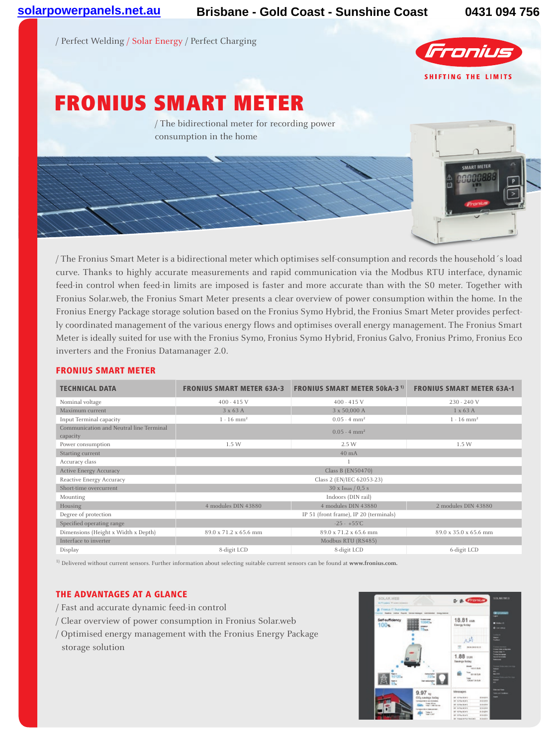/ Perfect Welding / Solar Energy / Perfect Charging

SHIFTING THE LIMITS

# FRONIUS SMART METER

/ The bidirectional meter for recording power consumption in the home

/ The Fronius Smart Meter is a bidirectional meter which optimises self-consumption and records the household´s load curve. Thanks to highly accurate measurements and rapid communication via the Modbus RTU interface, dynamic feed-in control when feed-in limits are imposed is faster and more accurate than with the S0 meter. Together with Fronius Solar.web, the Fronius Smart Meter presents a clear overview of power consumption within the home. In the Fronius Energy Package storage solution based on the Fronius Symo Hybrid, the Fronius Smart Meter provides perfectly coordinated management of the various energy flows and optimises overall energy management. The Fronius Smart Meter is ideally suited for use with the Fronius Symo, Fronius Symo Hybrid, Fronius Galvo, Fronius Primo, Fronius Eco inverters and the Fronius Datamanager 2.0.

## FRONIUS SMART METER

| TECHNICAL DATA | FRONIUS SMART METER 63A-3 | FRONIUS SMART METER 50kA-3 [1] | FRONIUS SMART METER 63A-1 |
|---|---|---|---|
| Nominal voltage | 400 - 415 V | 400 - 415 V | 230 - 240 V |
| Maximum current | 3 x 63 A | 3 x 50,000 A | 1 x 63 A |
| Input Terminal capacity | 1 - 16 mm² | 0.05 - 4 mm² | 1 - 16 mm² |
| Communication and Neutral line Terminal capacity | | 0.05 - 4 mm² | |
| Power consumption | 1.5 W | 2.5 W | 1.5 W |
| Starting current | | 40 mA | |
| Accuracy class | | 1 | |
| Active Energy Accuracy | | Class B (EN50470) | |
| Reactive Energy Accuracy | | Class 2 (EN/IEC 62053-23) | |
| Short-time overcurrent | | 30 x Imax / 0,5 s | |
| Mounting | | Indoors (DIN rail) | |
| Housing | 4 modules DIN 43880 | 4 modules DIN 43880 | 2 modules DIN 43880 |
| Degree of protection | | IP 51 (front frame), IP 20 (terminals) | |
| Specified operating range | | -25 - +55°C | |
| Dimensions (Height x Width x Depth) | 89.0 x 71.2 x 65.6 mm | 89.0 x 71.2 x 65.6 mm | 89.0 x 35.0 x 65.6 mm |
| Interface to inverter | | Modbus RTU (RS485) | |
| Display | 8-digit LCD | 8-digit LCD | 6-digit LCD |

[1] Delivered without current sensors. Further information about selecting suitable current sensors can be found at **www.fronius.com.**

## THE ADVANTAGES AT A GLANCE

/ Fast and accurate dynamic feed-in control
/ Clear overview of power consumption in Fronius Solar.web
/ Optimised energy management with the Fronius Energy Package storage solution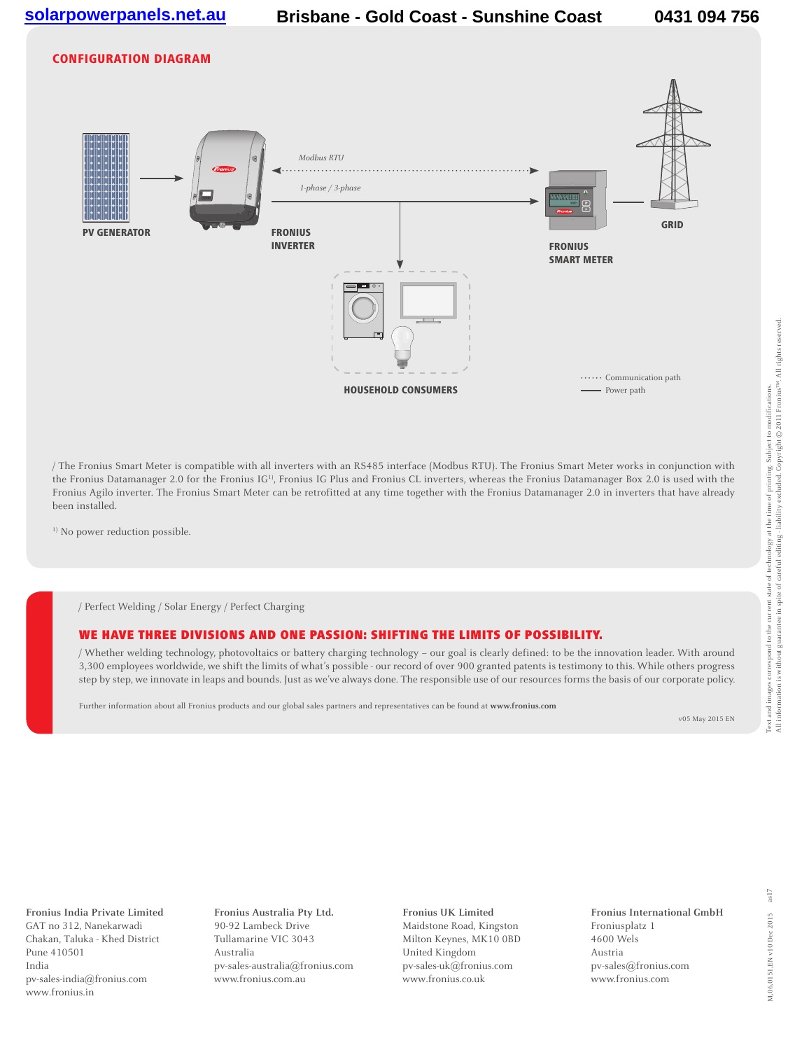solarpowerpanels.net.au Brisbane - Gold Coast - Sunshine Coast 0431 094 756

## CONFIGURATION DIAGRAM

PV GENERATOR

FRONIUS INVERTER

Modbus RTU

1-phase / 3-phase

FRONIUS SMART METER

GRID

HOUSEHOLD CONSUMERS

Communication path

Power path

/ The Fronius Smart Meter is compatible with all inverters with an RS485 interface (Modbus RTU). The Fronius Smart Meter works in conjunction with the Fronius Datamanager 2.0 for the Fronius IG[1], Fronius IG Plus and Fronius CL inverters, whereas the Fronius Datamanager Box 2.0 is used with the Fronius Agilo inverter. The Fronius Smart Meter can be retrofitted at any time together with the Fronius Datamanager 2.0 in inverters that have already been installed.

[1] No power reduction possible.

/ Perfect Welding / Solar Energy / Perfect Charging

## WE HAVE THREE DIVISIONS AND ONE PASSION: SHIFTING THE LIMITS OF POSSIBILITY.

/ Whether welding technology, photovoltaics or battery charging technology – our goal is clearly defined: to be the innovation leader. With around 3,300 employees worldwide, we shift the limits of what's possible - our record of over 900 granted patents is testimony to this. While others progress step by step, we innovate in leaps and bounds. Just as we've always done. The responsible use of our resources forms the basis of our corporate policy.

Further information about all Fronius products and our global sales partners and representatives can be found at **www.fronius.com**

v05 May 2015 EN

Text and images correspond to the current state of technology at the time of printing. Subject to modifications. All information is without guarantee in spite of careful editing - liability excluded. Copyright © 2011 Fronius™. All rights reserved.

**Fronius India Private Limited**
GAT no 312, Nanekarwadi
Chakan, Taluka - Khed District
Pune 410501
India
pv-sales-india@fronius.com
www.fronius.in

**Fronius Australia Pty Ltd.**
90-92 Lambeck Drive
Tullamarine VIC 3043
Australia
pv-sales-australia@fronius.com
www.fronius.com.au

**Fronius UK Limited**
Maidstone Road, Kingston
Milton Keynes, MK10 0BD
United Kingdom
pv-sales-uk@fronius.com
www.fronius.co.uk

**Fronius International GmbH**
Froniusplatz 1
4600 Wels
Austria
pv-sales@fronius.com
www.fronius.com

M,06,0151,EN v10 Dec 2015 as17